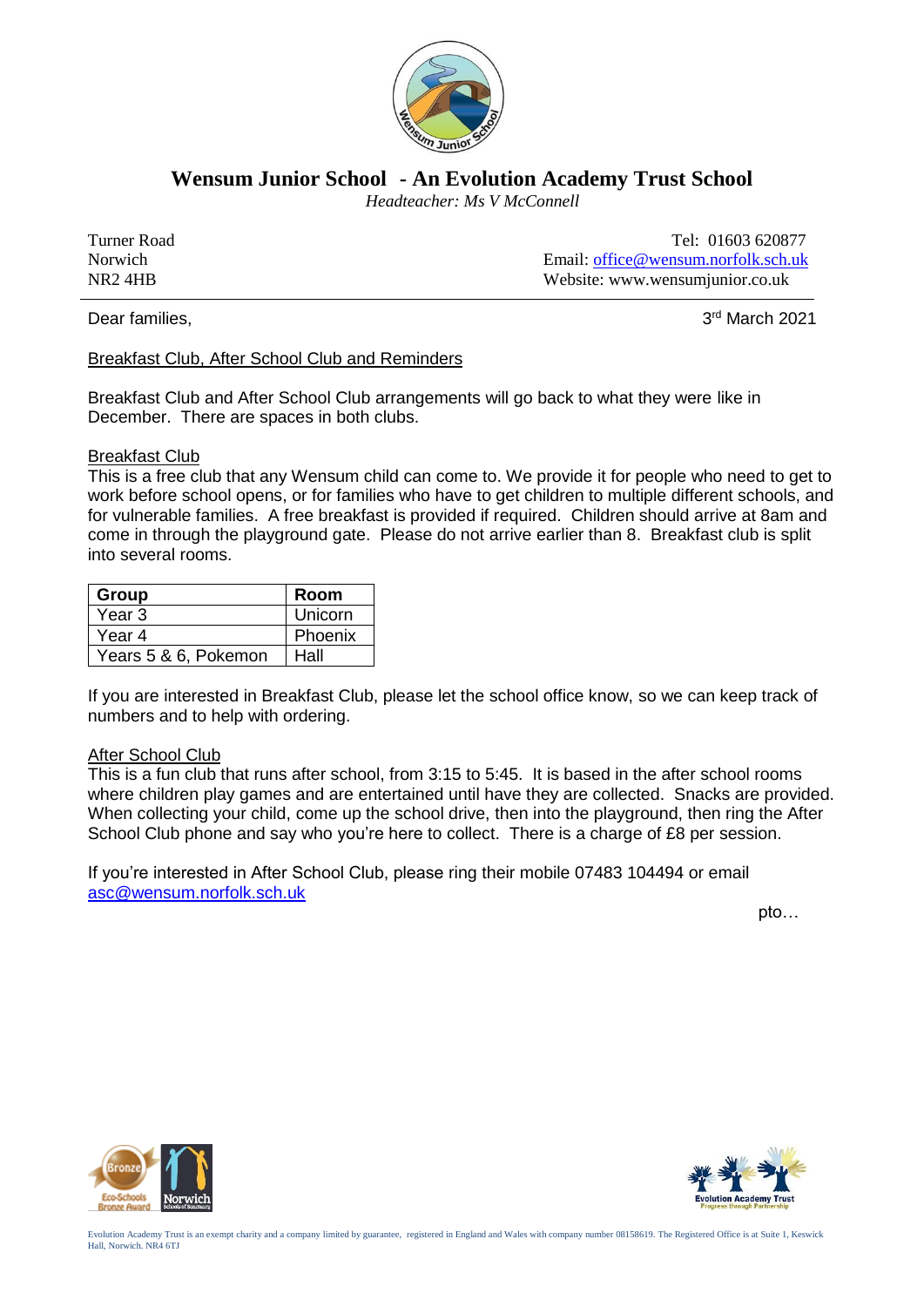# Wensum Junior School - An Evolution Academy Trust School

*Headteacher: Ms V McConnell*

Turner Road
Norwich
NR2 4HB

Tel: 01603 620877
Email: office@wensum.norfolk.sch.uk
Website: www.wensumjunior.co.uk

Dear families,

3rd March 2021

Breakfast Club, After School Club and Reminders

Breakfast Club and After School Club arrangements will go back to what they were like in December. There are spaces in both clubs.

Breakfast Club

This is a free club that any Wensum child can come to. We provide it for people who need to get to work before school opens, or for families who have to get children to multiple different schools, and for vulnerable families. A free breakfast is provided if required. Children should arrive at 8am and come in through the playground gate. Please do not arrive earlier than 8. Breakfast club is split into several rooms.

| Group | Room |
| --- | --- |
| Year 3 | Unicorn |
| Year 4 | Phoenix |
| Years 5 & 6, Pokemon | Hall |

If you are interested in Breakfast Club, please let the school office know, so we can keep track of numbers and to help with ordering.

After School Club

This is a fun club that runs after school, from 3:15 to 5:45. It is based in the after school rooms where children play games and are entertained until have they are collected. Snacks are provided. When collecting your child, come up the school drive, then into the playground, then ring the After School Club phone and say who you're here to collect. There is a charge of £8 per session.

If you're interested in After School Club, please ring their mobile 07483 104494 or email asc@wensum.norfolk.sch.uk

pto…

Evolution Academy Trust is an exempt charity and a company limited by guarantee, registered in England and Wales with company number 08158619. The Registered Office is at Suite 1, Keswick Hall, Norwich. NR4 6TJ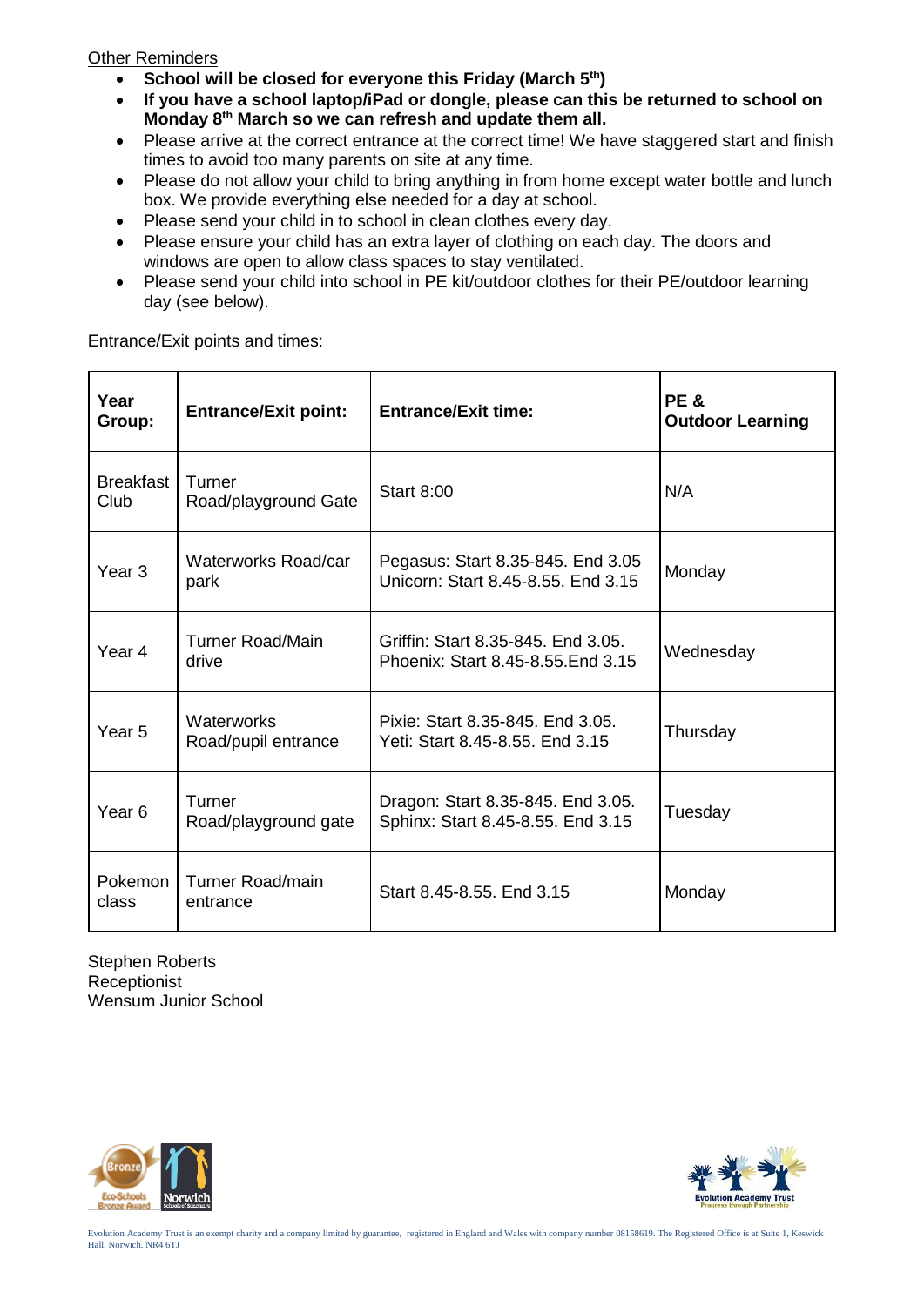Other Reminders

- **School will be closed for everyone this Friday (March 5th)**
- **If you have a school laptop/iPad or dongle, please can this be returned to school on Monday 8th March so we can refresh and update them all.**
- Please arrive at the correct entrance at the correct time! We have staggered start and finish times to avoid too many parents on site at any time.
- Please do not allow your child to bring anything in from home except water bottle and lunch box. We provide everything else needed for a day at school.
- Please send your child in to school in clean clothes every day.
- Please ensure your child has an extra layer of clothing on each day. The doors and windows are open to allow class spaces to stay ventilated.
- Please send your child into school in PE kit/outdoor clothes for their PE/outdoor learning day (see below).

Entrance/Exit points and times:

| **Year Group:** | **Entrance/Exit point:** | **Entrance/Exit time:** | **PE & Outdoor Learning** |
|---|---|---|---|
| Breakfast Club | Turner Road/playground Gate | Start 8:00 | N/A |
| Year 3 | Waterworks Road/car park | Pegasus: Start 8.35-845. End 3.05<br>Unicorn: Start 8.45-8.55. End 3.15 | Monday |
| Year 4 | Turner Road/Main drive | Griffin: Start 8.35-845. End 3.05.<br>Phoenix: Start 8.45-8.55.End 3.15 | Wednesday |
| Year 5 | Waterworks Road/pupil entrance | Pixie: Start 8.35-845. End 3.05.<br>Yeti: Start 8.45-8.55. End 3.15 | Thursday |
| Year 6 | Turner Road/playground gate | Dragon: Start 8.35-845. End 3.05.<br>Sphinx: Start 8.45-8.55. End 3.15 | Tuesday |
| Pokemon class | Turner Road/main entrance | Start 8.45-8.55. End 3.15 | Monday |

Stephen Roberts
Receptionist
Wensum Junior School

Evolution Academy Trust is an exempt charity and a company limited by guarantee, registered in England and Wales with company number 08158619. The Registered Office is at Suite 1, Keswick Hall, Norwich. NR4 6TJ